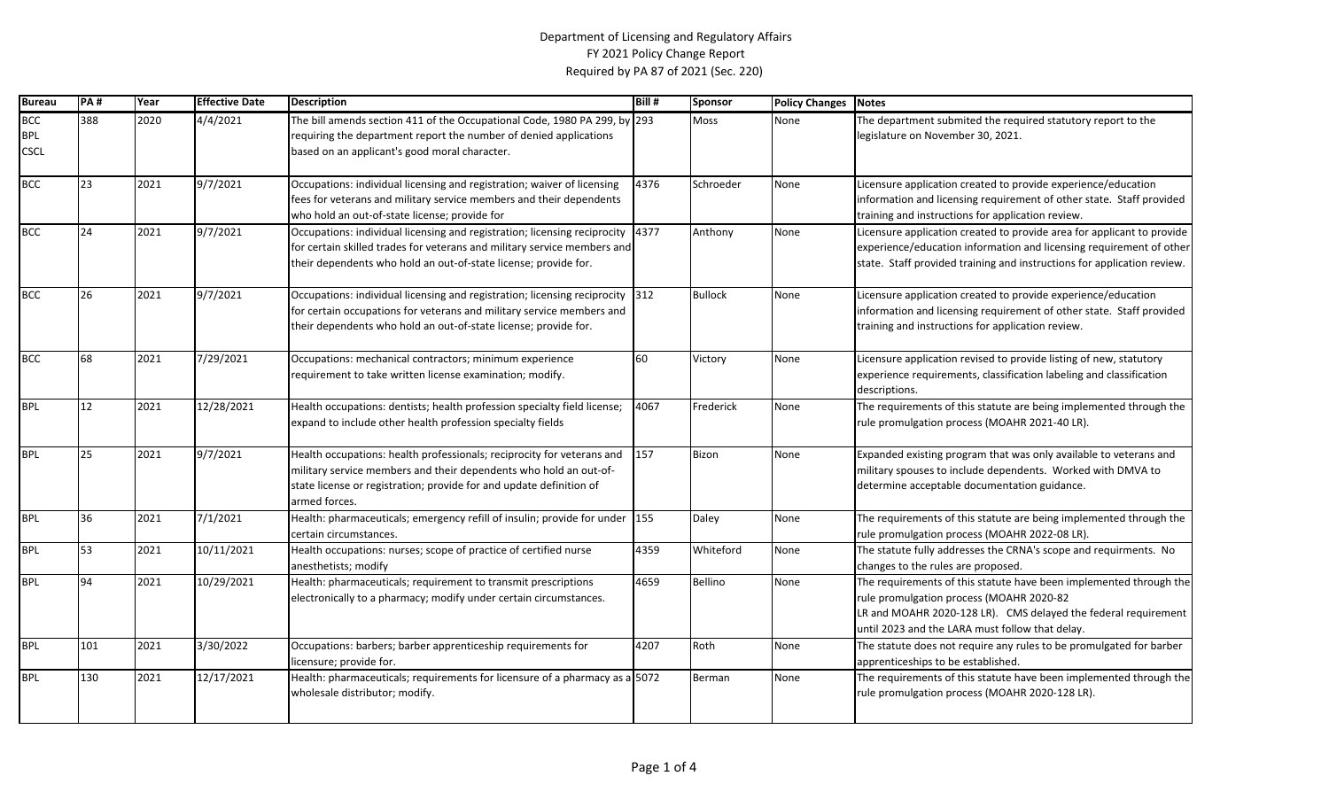# Department of Licensing and Regulatory Affairs
## FY 2021 Policy Change Report
### Required by PA 87 of 2021 (Sec. 220)

| Bureau | PA # | Year | Effective Date | Description | Bill # | Sponsor | Policy Changes | Notes |
|---|---|---|---|---|---|---|---|---|
| BCC<br>BPL<br>CSCL | 388 | 2020 | 4/4/2021 | The bill amends section 411 of the Occupational Code, 1980 PA 299, by requiring the department report the number of denied applications based on an applicant's good moral character. | 293 | Moss | None | The department submited the required statutory report to the legislature on November 30, 2021. |
| BCC | 23 | 2021 | 9/7/2021 | Occupations: individual licensing and registration; waiver of licensing fees for veterans and military service members and their dependents who hold an out-of-state license; provide for | 4376 | Schroeder | None | Licensure application created to provide experience/education information and licensing requirement of other state. Staff provided training and instructions for application review. |
| BCC | 24 | 2021 | 9/7/2021 | Occupations: individual licensing and registration; licensing reciprocity for certain skilled trades for veterans and military service members and their dependents who hold an out-of-state license; provide for. | 4377 | Anthony | None | Licensure application created to provide area for applicant to provide experience/education information and licensing requirement of other state. Staff provided training and instructions for application review. |
| BCC | 26 | 2021 | 9/7/2021 | Occupations: individual licensing and registration; licensing reciprocity for certain occupations for veterans and military service members and their dependents who hold an out-of-state license; provide for. | 312 | Bullock | None | Licensure application created to provide experience/education information and licensing requirement of other state. Staff provided training and instructions for application review. |
| BCC | 68 | 2021 | 7/29/2021 | Occupations: mechanical contractors; minimum experience requirement to take written license examination; modify. | 60 | Victory | None | Licensure application revised to provide listing of new, statutory experience requirements, classification labeling and classification descriptions. |
| BPL | 12 | 2021 | 12/28/2021 | Health occupations: dentists; health profession specialty field license; expand to include other health profession specialty fields | 4067 | Frederick | None | The requirements of this statute are being implemented through the rule promulgation process (MOAHR 2021-40 LR). |
| BPL | 25 | 2021 | 9/7/2021 | Health occupations: health professionals; reciprocity for veterans and military service members and their dependents who hold an out-of-state license or registration; provide for and update definition of armed forces. | 157 | Bizon | None | Expanded existing program that was only available to veterans and military spouses to include dependents. Worked with DMVA to determine acceptable documentation guidance. |
| BPL | 36 | 2021 | 7/1/2021 | Health: pharmaceuticals; emergency refill of insulin; provide for under certain circumstances. | 155 | Daley | None | The requirements of this statute are being implemented through the rule promulgation process (MOAHR 2022-08 LR). |
| BPL | 53 | 2021 | 10/11/2021 | Health occupations: nurses; scope of practice of certified nurse anesthetists; modify | 4359 | Whiteford | None | The statute fully addresses the CRNA's scope and requirments. No changes to the rules are proposed. |
| BPL | 94 | 2021 | 10/29/2021 | Health: pharmaceuticals; requirement to transmit prescriptions electronically to a pharmacy; modify under certain circumstances. | 4659 | Bellino | None | The requirements of this statute have been implemented through the rule promulgation process (MOAHR 2020-82 LR and MOAHR 2020-128 LR). CMS delayed the federal requirement until 2023 and the LARA must follow that delay. |
| BPL | 101 | 2021 | 3/30/2022 | Occupations: barbers; barber apprenticeship requirements for licensure; provide for. | 4207 | Roth | None | The statute does not require any rules to be promulgated for barber apprenticeships to be established. |
| BPL | 130 | 2021 | 12/17/2021 | Health: pharmaceuticals; requirements for licensure of a pharmacy as a wholesale distributor; modify. | 5072 | Berman | None | The requirements of this statute have been implemented through the rule promulgation process (MOAHR 2020-128 LR). |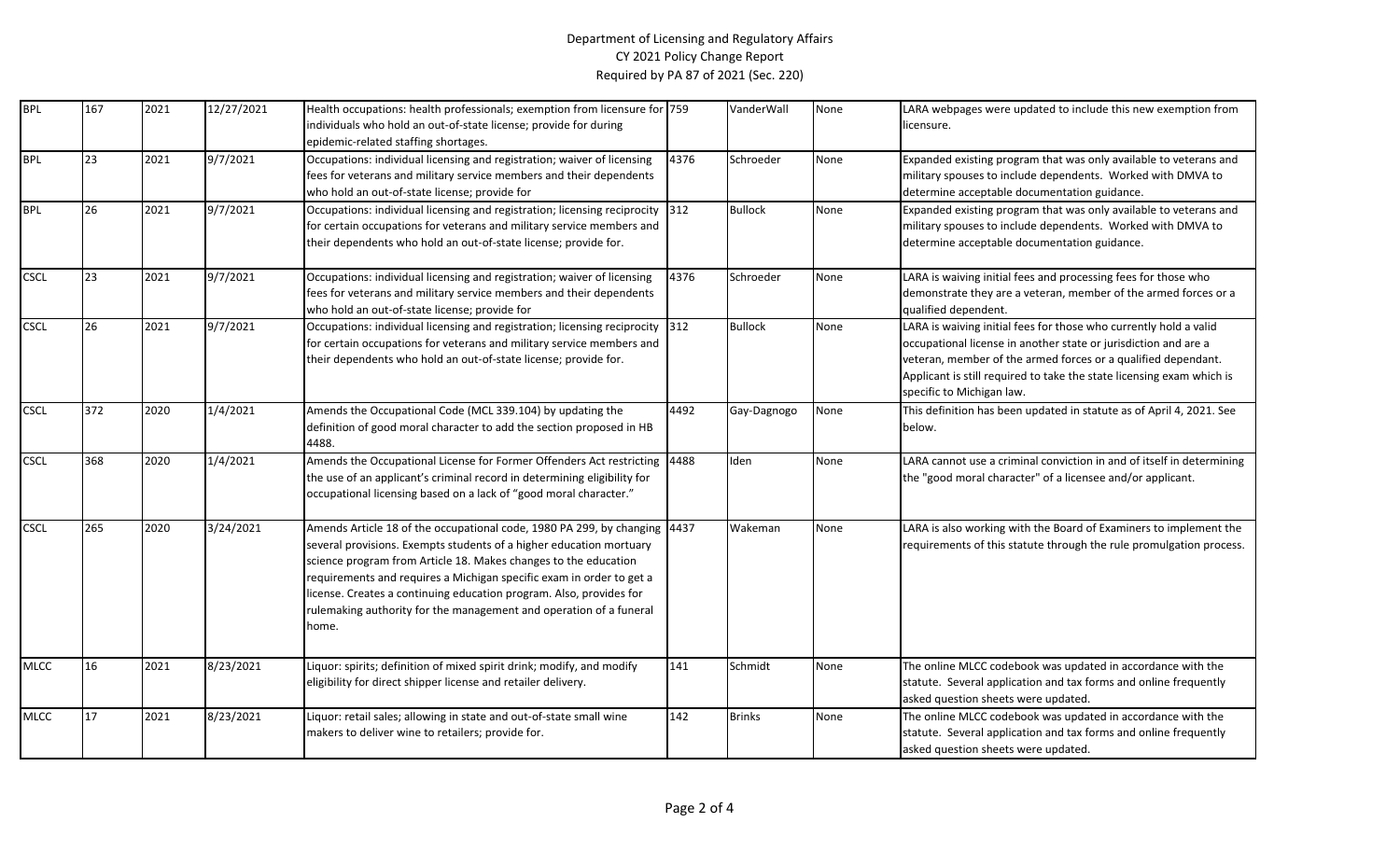# Department of Licensing and Regulatory Affairs
## CY 2021 Policy Change Report
### Required by PA 87 of 2021 (Sec. 220)

| | | | | | | | | |
|---|---|---|---|---|---|---|---|---|
| BPL | 167 | 2021 | 12/27/2021 | Health occupations: health professionals; exemption from licensure for individuals who hold an out-of-state license; provide for during epidemic-related staffing shortages. | 759 | VanderWall | None | LARA webpages were updated to include this new exemption from licensure. |
| BPL | 23 | 2021 | 9/7/2021 | Occupations: individual licensing and registration; waiver of licensing fees for veterans and military service members and their dependents who hold an out-of-state license; provide for | 4376 | Schroeder | None | Expanded existing program that was only available to veterans and military spouses to include dependents. Worked with DMVA to determine acceptable documentation guidance. |
| BPL | 26 | 2021 | 9/7/2021 | Occupations: individual licensing and registration; licensing reciprocity for certain occupations for veterans and military service members and their dependents who hold an out-of-state license; provide for. | 312 | Bullock | None | Expanded existing program that was only available to veterans and military spouses to include dependents. Worked with DMVA to determine acceptable documentation guidance. |
| CSCL | 23 | 2021 | 9/7/2021 | Occupations: individual licensing and registration; waiver of licensing fees for veterans and military service members and their dependents who hold an out-of-state license; provide for | 4376 | Schroeder | None | LARA is waiving initial fees and processing fees for those who demonstrate they are a veteran, member of the armed forces or a qualified dependent. |
| CSCL | 26 | 2021 | 9/7/2021 | Occupations: individual licensing and registration; licensing reciprocity for certain occupations for veterans and military service members and their dependents who hold an out-of-state license; provide for. | 312 | Bullock | None | LARA is waiving initial fees for those who currently hold a valid occupational license in another state or jurisdiction and are a veteran, member of the armed forces or a qualified dependant. Applicant is still required to take the state licensing exam which is specific to Michigan law. |
| CSCL | 372 | 2020 | 1/4/2021 | Amends the Occupational Code (MCL 339.104) by updating the definition of good moral character to add the section proposed in HB 4488. | 4492 | Gay-Dagnogo | None | This definition has been updated in statute as of April 4, 2021. See below. |
| CSCL | 368 | 2020 | 1/4/2021 | Amends the Occupational License for Former Offenders Act restricting the use of an applicant's criminal record in determining eligibility for occupational licensing based on a lack of "good moral character." | 4488 | Iden | None | LARA cannot use a criminal conviction in and of itself in determining the "good moral character" of a licensee and/or applicant. |
| CSCL | 265 | 2020 | 3/24/2021 | Amends Article 18 of the occupational code, 1980 PA 299, by changing several provisions. Exempts students of a higher education mortuary science program from Article 18. Makes changes to the education requirements and requires a Michigan specific exam in order to get a license. Creates a continuing education program. Also, provides for rulemaking authority for the management and operation of a funeral home. | 4437 | Wakeman | None | LARA is also working with the Board of Examiners to implement the requirements of this statute through the rule promulgation process. |
| MLCC | 16 | 2021 | 8/23/2021 | Liquor: spirits; definition of mixed spirit drink; modify, and modify eligibility for direct shipper license and retailer delivery. | 141 | Schmidt | None | The online MLCC codebook was updated in accordance with the statute. Several application and tax forms and online frequently asked question sheets were updated. |
| MLCC | 17 | 2021 | 8/23/2021 | Liquor: retail sales; allowing in state and out-of-state small wine makers to deliver wine to retailers; provide for. | 142 | Brinks | None | The online MLCC codebook was updated in accordance with the statute. Several application and tax forms and online frequently asked question sheets were updated. |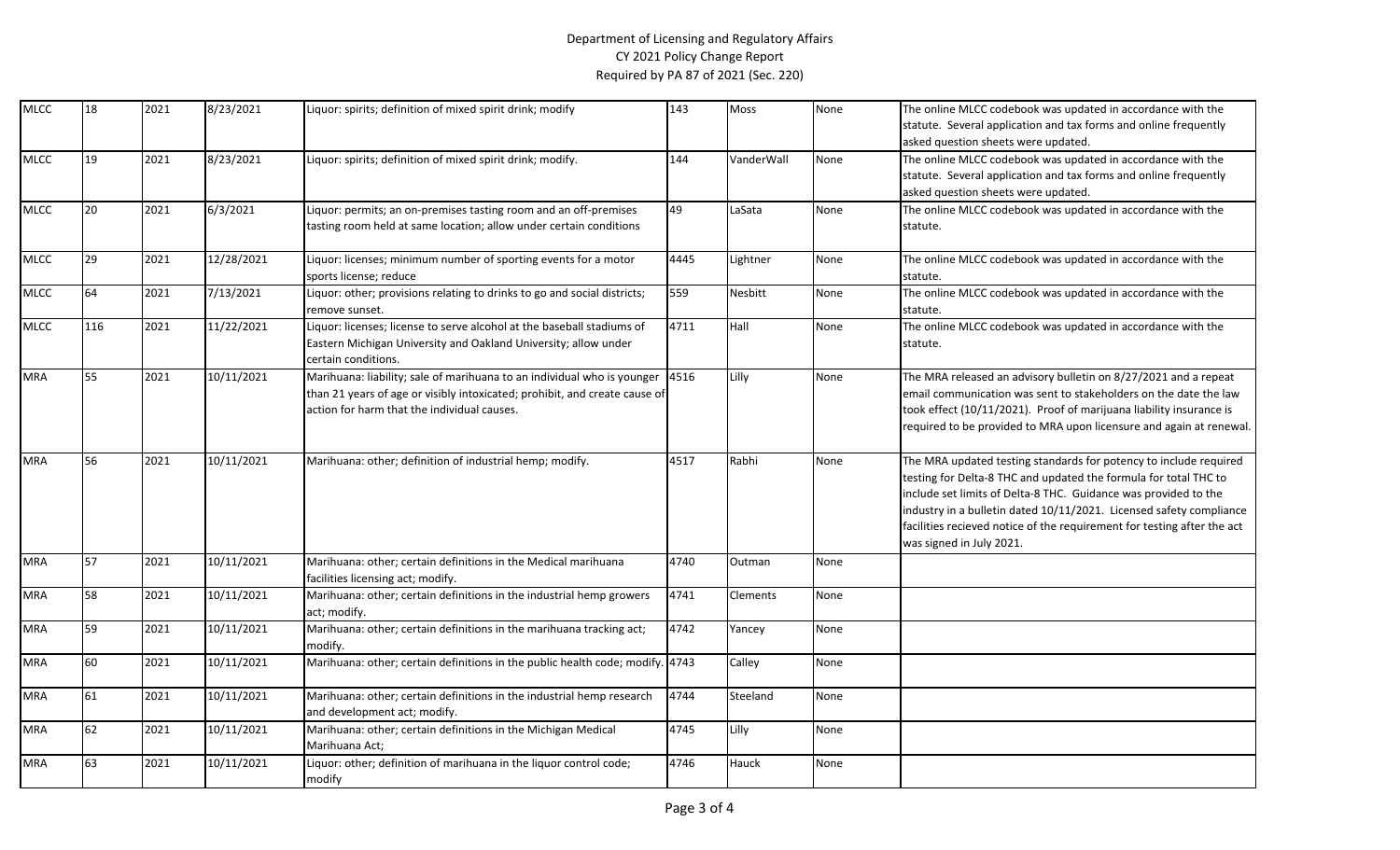Department of Licensing and Regulatory Affairs
CY 2021 Policy Change Report
Required by PA 87 of 2021 (Sec. 220)

| | | | | | | | | |
|---|---|---|---|---|---|---|---|---|
| MLCC | 18 | 2021 | 8/23/2021 | Liquor: spirits; definition of mixed spirit drink; modify | 143 | Moss | None | The online MLCC codebook was updated in accordance with the statute. Several application and tax forms and online frequently asked question sheets were updated. |
| MLCC | 19 | 2021 | 8/23/2021 | Liquor: spirits; definition of mixed spirit drink; modify. | 144 | VanderWall | None | The online MLCC codebook was updated in accordance with the statute. Several application and tax forms and online frequently asked question sheets were updated. |
| MLCC | 20 | 2021 | 6/3/2021 | Liquor: permits; an on-premises tasting room and an off-premises tasting room held at same location; allow under certain conditions | 49 | LaSata | None | The online MLCC codebook was updated in accordance with the statute. |
| MLCC | 29 | 2021 | 12/28/2021 | Liquor: licenses; minimum number of sporting events for a motor sports license; reduce | 4445 | Lightner | None | The online MLCC codebook was updated in accordance with the statute. |
| MLCC | 64 | 2021 | 7/13/2021 | Liquor: other; provisions relating to drinks to go and social districts; remove sunset. | 559 | Nesbitt | None | The online MLCC codebook was updated in accordance with the statute. |
| MLCC | 116 | 2021 | 11/22/2021 | Liquor: licenses; license to serve alcohol at the baseball stadiums of Eastern Michigan University and Oakland University; allow under certain conditions. | 4711 | Hall | None | The online MLCC codebook was updated in accordance with the statute. |
| MRA | 55 | 2021 | 10/11/2021 | Marihuana: liability; sale of marihuana to an individual who is younger than 21 years of age or visibly intoxicated; prohibit, and create cause of action for harm that the individual causes. | 4516 | Lilly | None | The MRA released an advisory bulletin on 8/27/2021 and a repeat email communication was sent to stakeholders on the date the law took effect (10/11/2021). Proof of marijuana liability insurance is required to be provided to MRA upon licensure and again at renewal. |
| MRA | 56 | 2021 | 10/11/2021 | Marihuana: other; definition of industrial hemp; modify. | 4517 | Rabhi | None | The MRA updated testing standards for potency to include required testing for Delta-8 THC and updated the formula for total THC to include set limits of Delta-8 THC. Guidance was provided to the industry in a bulletin dated 10/11/2021. Licensed safety compliance facilities recieved notice of the requirement for testing after the act was signed in July 2021. |
| MRA | 57 | 2021 | 10/11/2021 | Marihuana: other; certain definitions in the Medical marihuana facilities licensing act; modify. | 4740 | Outman | None | |
| MRA | 58 | 2021 | 10/11/2021 | Marihuana: other; certain definitions in the industrial hemp growers act; modify. | 4741 | Clements | None | |
| MRA | 59 | 2021 | 10/11/2021 | Marihuana: other; certain definitions in the marihuana tracking act; modify. | 4742 | Yancey | None | |
| MRA | 60 | 2021 | 10/11/2021 | Marihuana: other; certain definitions in the public health code; modify. | 4743 | Calley | None | |
| MRA | 61 | 2021 | 10/11/2021 | Marihuana: other; certain definitions in the industrial hemp research and development act; modify. | 4744 | Steeland | None | |
| MRA | 62 | 2021 | 10/11/2021 | Marihuana: other; certain definitions in the Michigan Medical Marihuana Act; | 4745 | Lilly | None | |
| MRA | 63 | 2021 | 10/11/2021 | Liquor: other; definition of marihuana in the liquor control code; modify | 4746 | Hauck | None | |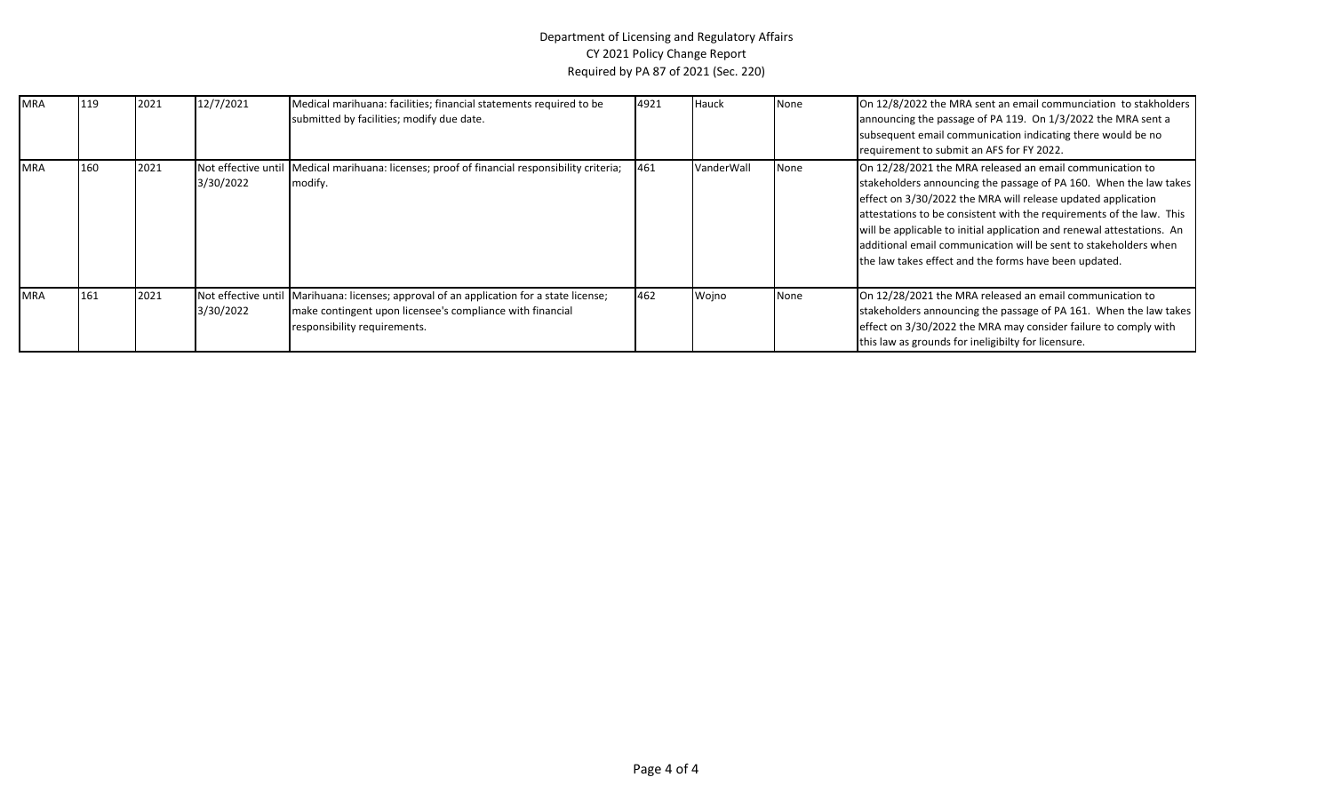# Department of Licensing and Regulatory Affairs
## CY 2021 Policy Change Report
### Required by PA 87 of 2021 (Sec. 220)

| | | | | | | | | |
|---|---|---|---|---|---|---|---|---|
| MRA | 119 | 2021 | 12/7/2021 | Medical marihuana: facilities; financial statements required to be submitted by facilities; modify due date. | 4921 | Hauck | None | On 12/8/2022 the MRA sent an email communciation to stakholders announcing the passage of PA 119. On 1/3/2022 the MRA sent a subsequent email communication indicating there would be no requirement to submit an AFS for FY 2022. |
| MRA | 160 | 2021 | Not effective until 3/30/2022 | Medical marihuana: licenses; proof of financial responsibility criteria; modify. | 461 | VanderWall | None | On 12/28/2021 the MRA released an email communication to stakeholders announcing the passage of PA 160. When the law takes effect on 3/30/2022 the MRA will release updated application attestations to be consistent with the requirements of the law. This will be applicable to initial application and renewal attestations. An additional email communication will be sent to stakeholders when the law takes effect and the forms have been updated. |
| MRA | 161 | 2021 | Not effective until 3/30/2022 | Marihuana: licenses; approval of an application for a state license; make contingent upon licensee's compliance with financial responsibility requirements. | 462 | Wojno | None | On 12/28/2021 the MRA released an email communication to stakeholders announcing the passage of PA 161. When the law takes effect on 3/30/2022 the MRA may consider failure to comply with this law as grounds for ineligibilty for licensure. |